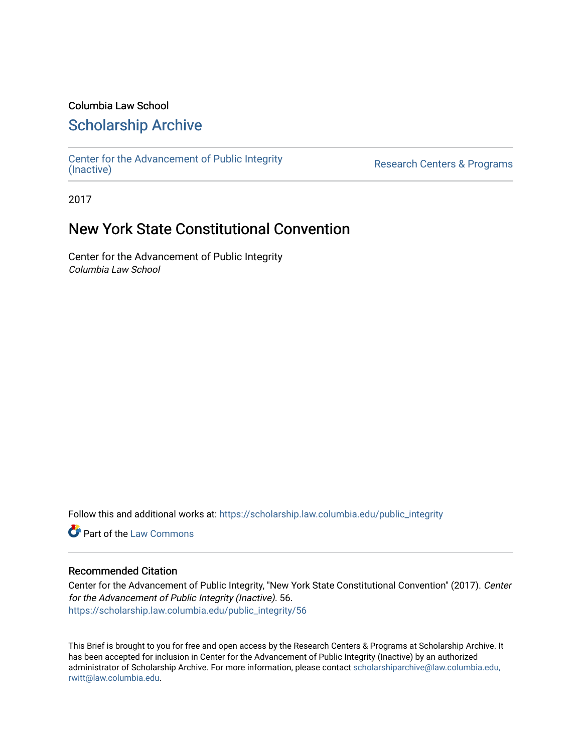Columbia Law School

# Scholarship Archive

Center for the Advancement of Public Integrity (Inactive) | Research Centers & Programs

2017

## New York State Constitutional Convention

Center for the Advancement of Public Integrity
*Columbia Law School*

Follow this and additional works at: https://scholarship.law.columbia.edu/public_integrity

Part of the Law Commons

### Recommended Citation

Center for the Advancement of Public Integrity, "New York State Constitutional Convention" (2017). *Center for the Advancement of Public Integrity (Inactive)*. 56.
https://scholarship.law.columbia.edu/public_integrity/56

This Brief is brought to you for free and open access by the Research Centers & Programs at Scholarship Archive. It has been accepted for inclusion in Center for the Advancement of Public Integrity (Inactive) by an authorized administrator of Scholarship Archive. For more information, please contact scholarshiparchive@law.columbia.edu, rwitt@law.columbia.edu.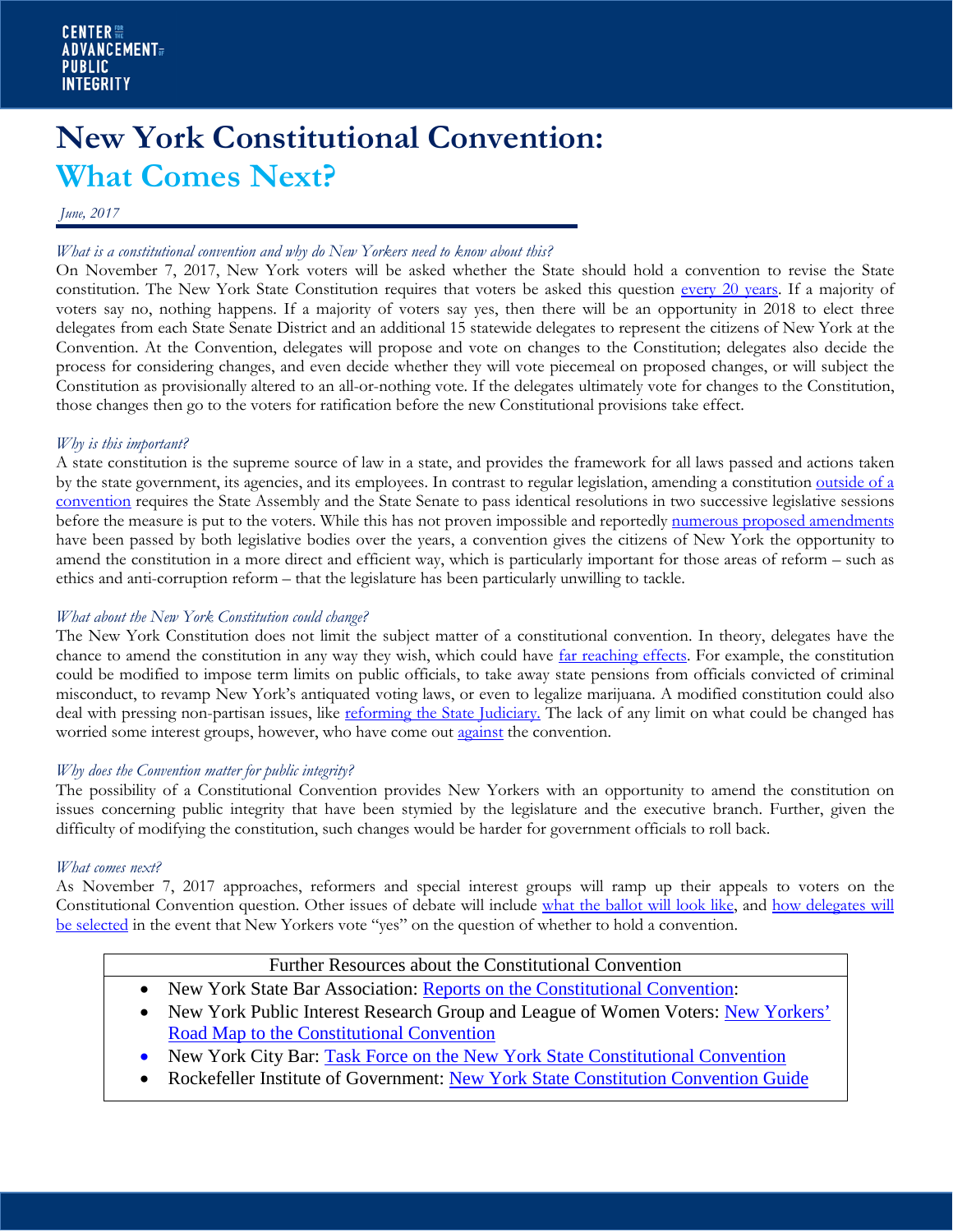CENTER FOR THE ADVANCEMENT OF PUBLIC INTEGRITY

# New York Constitutional Convention:
## What Comes Next?

*June, 2017*

*What is a constitutional convention and why do New Yorkers need to know about this?*

On November 7, 2017, New York voters will be asked whether the State should hold a convention to revise the State constitution. The New York State Constitution requires that voters be asked this question every 20 years. If a majority of voters say no, nothing happens. If a majority of voters say yes, then there will be an opportunity in 2018 to elect three delegates from each State Senate District and an additional 15 statewide delegates to represent the citizens of New York at the Convention. At the Convention, delegates will propose and vote on changes to the Constitution; delegates also decide the process for considering changes, and even decide whether they will vote piecemeal on proposed changes, or will subject the Constitution as provisionally altered to an all-or-nothing vote. If the delegates ultimately vote for changes to the Constitution, those changes then go to the voters for ratification before the new Constitutional provisions take effect.

*Why is this important?*

A state constitution is the supreme source of law in a state, and provides the framework for all laws passed and actions taken by the state government, its agencies, and its employees. In contrast to regular legislation, amending a constitution outside of a convention requires the State Assembly and the State Senate to pass identical resolutions in two successive legislative sessions before the measure is put to the voters. While this has not proven impossible and reportedly numerous proposed amendments have been passed by both legislative bodies over the years, a convention gives the citizens of New York the opportunity to amend the constitution in a more direct and efficient way, which is particularly important for those areas of reform – such as ethics and anti-corruption reform – that the legislature has been particularly unwilling to tackle.

*What about the New York Constitution could change?*

The New York Constitution does not limit the subject matter of a constitutional convention. In theory, delegates have the chance to amend the constitution in any way they wish, which could have far reaching effects. For example, the constitution could be modified to impose term limits on public officials, to take away state pensions from officials convicted of criminal misconduct, to revamp New York's antiquated voting laws, or even to legalize marijuana. A modified constitution could also deal with pressing non-partisan issues, like reforming the State Judiciary. The lack of any limit on what could be changed has worried some interest groups, however, who have come out against the convention.

*Why does the Convention matter for public integrity?*

The possibility of a Constitutional Convention provides New Yorkers with an opportunity to amend the constitution on issues concerning public integrity that have been stymied by the legislature and the executive branch. Further, given the difficulty of modifying the constitution, such changes would be harder for government officials to roll back.

*What comes next?*

As November 7, 2017 approaches, reformers and special interest groups will ramp up their appeals to voters on the Constitutional Convention question. Other issues of debate will include what the ballot will look like, and how delegates will be selected in the event that New Yorkers vote "yes" on the question of whether to hold a convention.

**Further Resources about the Constitutional Convention**

- New York State Bar Association: Reports on the Constitutional Convention:
- New York Public Interest Research Group and League of Women Voters: New Yorkers' Road Map to the Constitutional Convention
- New York City Bar: Task Force on the New York State Constitutional Convention
- Rockefeller Institute of Government: New York State Constitution Convention Guide